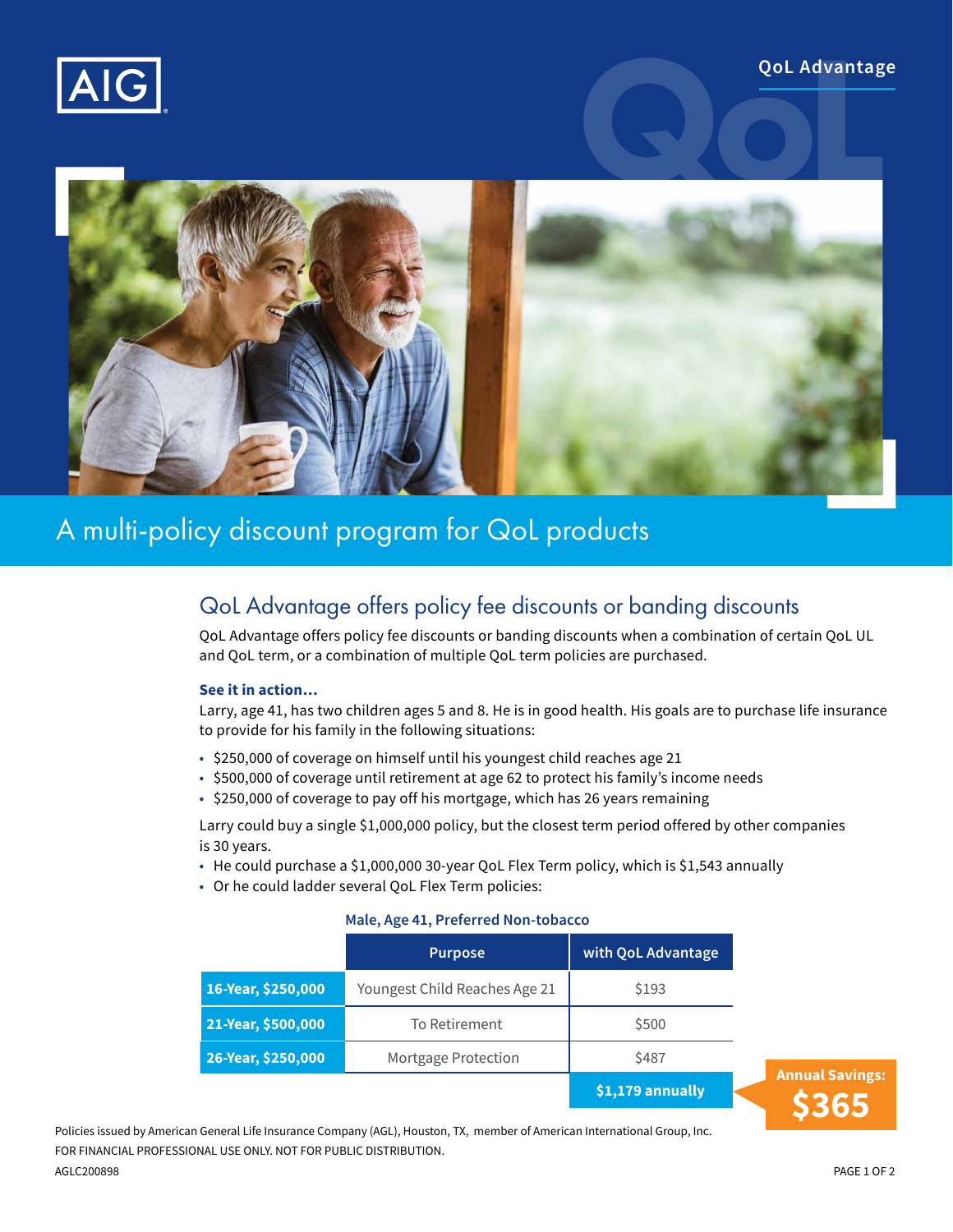AIG

QoL Advantage

# A multi-policy discount program for QoL products

## QoL Advantage offers policy fee discounts or banding discounts

QoL Advantage offers policy fee discounts or banding discounts when a combination of certain QoL UL and QoL term, or a combination of multiple QoL term policies are purchased.

**See it in action…**

Larry, age 41, has two children ages 5 and 8. He is in good health. His goals are to purchase life insurance to provide for his family in the following situations:

- $250,000 of coverage on himself until his youngest child reaches age 21
- $500,000 of coverage until retirement at age 62 to protect his family's income needs
- $250,000 of coverage to pay off his mortgage, which has 26 years remaining

Larry could buy a single $1,000,000 policy, but the closest term period offered by other companies is 30 years.

- He could purchase a $1,000,000 30-year QoL Flex Term policy, which is $1,543 annually
- Or he could ladder several QoL Flex Term policies:

**Male, Age 41, Preferred Non-tobacco**

| | Purpose | with QoL Advantage |
|---|---|---|
| **16-Year, $250,000** | Youngest Child Reaches Age 21 | $193 |
| **21-Year, $500,000** | To Retirement | $500 |
| **26-Year, $250,000** | Mortgage Protection | $487 |
| | | **$1,179 annually** |

**Annual Savings: $365**

Policies issued by American General Life Insurance Company (AGL), Houston, TX, member of American International Group, Inc.

FOR FINANCIAL PROFESSIONAL USE ONLY. NOT FOR PUBLIC DISTRIBUTION.

AGLC200898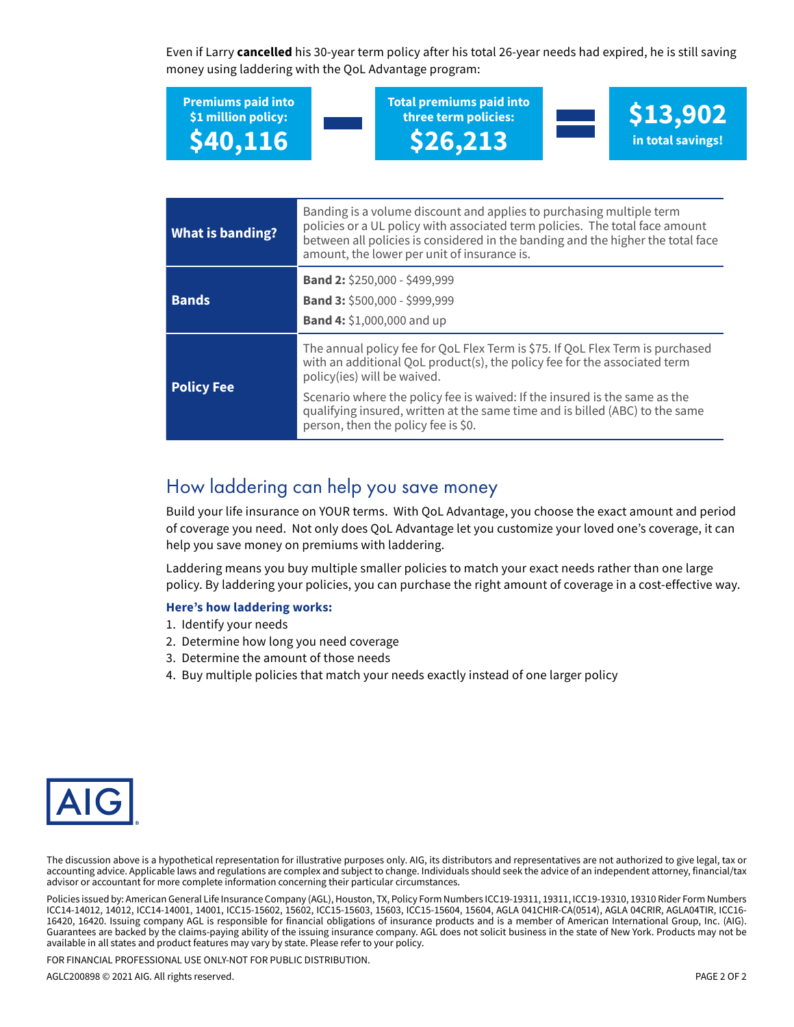Even if Larry **cancelled** his 30-year term policy after his total 26-year needs had expired, he is still saving money using laddering with the QoL Advantage program:

**Premiums paid into $1 million policy: $40,116** − **Total premiums paid into three term policies: $26,213** = **$13,902 in total savings!**

| | |
|---|---|
| **What is banding?** | Banding is a volume discount and applies to purchasing multiple term policies or a UL policy with associated term policies. The total face amount between all policies is considered in the banding and the higher the total face amount, the lower per unit of insurance is. |
| **Bands** | **Band 2:** $250,000 - $499,999<br>**Band 3:** $500,000 - $999,999<br>**Band 4:** $1,000,000 and up |
| **Policy Fee** | The annual policy fee for QoL Flex Term is $75. If QoL Flex Term is purchased with an additional QoL product(s), the policy fee for the associated term policy(ies) will be waived.<br>Scenario where the policy fee is waived: If the insured is the same as the qualifying insured, written at the same time and is billed (ABC) to the same person, then the policy fee is $0. |

## How laddering can help you save money

Build your life insurance on YOUR terms. With QoL Advantage, you choose the exact amount and period of coverage you need. Not only does QoL Advantage let you customize your loved one's coverage, it can help you save money on premiums with laddering.

Laddering means you buy multiple smaller policies to match your exact needs rather than one large policy. By laddering your policies, you can purchase the right amount of coverage in a cost-effective way.

**Here's how laddering works:**

1. Identify your needs
2. Determine how long you need coverage
3. Determine the amount of those needs
4. Buy multiple policies that match your needs exactly instead of one larger policy

AIG

The discussion above is a hypothetical representation for illustrative purposes only. AIG, its distributors and representatives are not authorized to give legal, tax or accounting advice. Applicable laws and regulations are complex and subject to change. Individuals should seek the advice of an independent attorney, financial/tax advisor or accountant for more complete information concerning their particular circumstances.

Policies issued by: American General Life Insurance Company (AGL), Houston, TX, Policy Form Numbers ICC19-19311, 19311, ICC19-19310, 19310 Rider Form Numbers ICC14-14012, 14012, ICC14-14001, 14001, ICC15-15602, 15602, ICC15-15603, 15603, ICC15-15604, 15604, AGLA 041CHIR-CA(0514), AGLA 04CRIR, AGLA04TIR, ICC16-16420, 16420. Issuing company AGL is responsible for financial obligations of insurance products and is a member of American International Group, Inc. (AIG). Guarantees are backed by the claims-paying ability of the issuing insurance company. AGL does not solicit business in the state of New York. Products may not be available in all states and product features may vary by state. Please refer to your policy.

FOR FINANCIAL PROFESSIONAL USE ONLY-NOT FOR PUBLIC DISTRIBUTION.

AGLC200898 © 2021 AIG. All rights reserved.